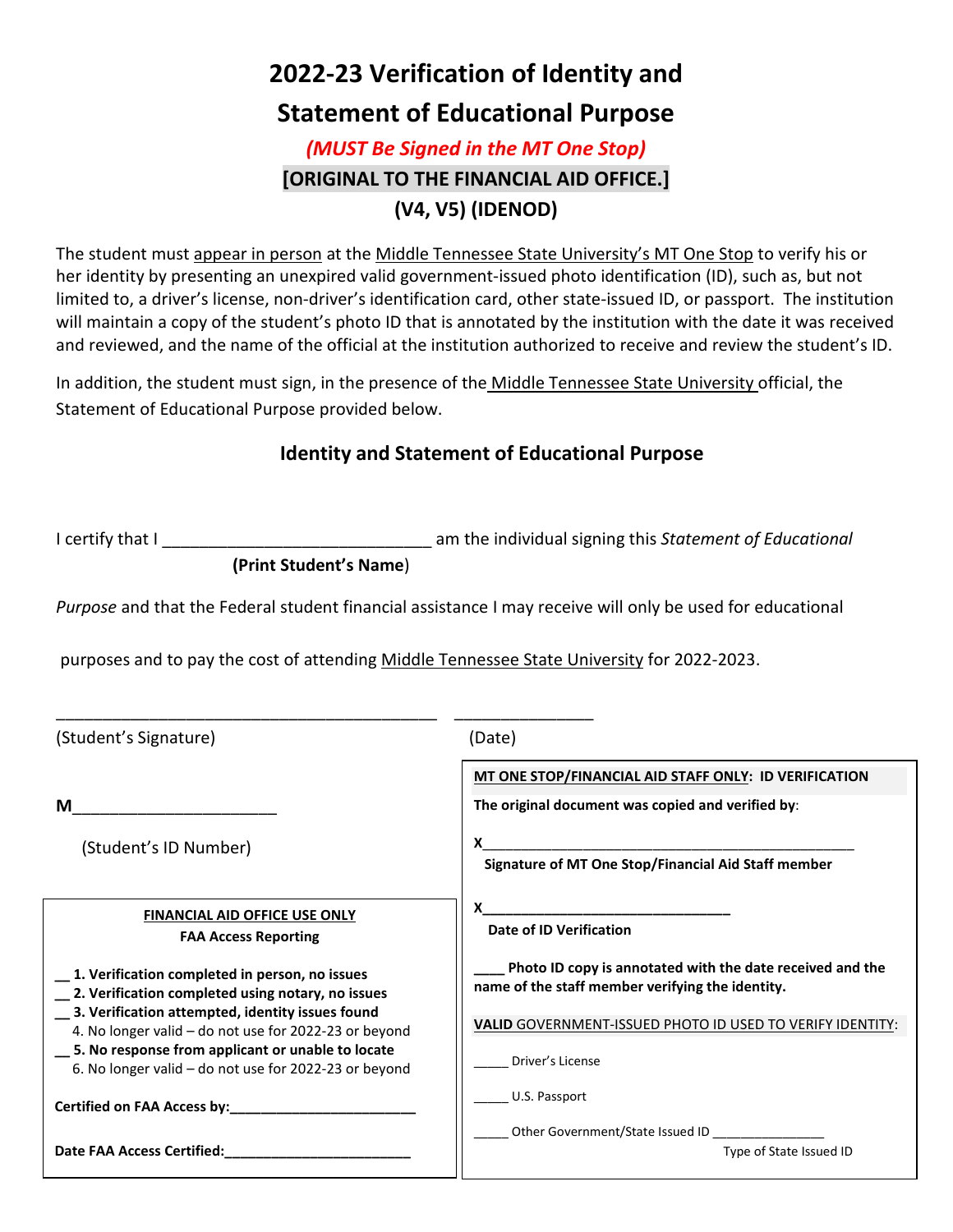# 2022-23 Verification of Identity and Statement of Educational Purpose

***(MUST Be Signed in the MT One Stop)***

**[ORIGINAL TO THE FINANCIAL AID OFFICE.]**

**(V4, V5) (IDENOD)**

The student must appear in person at the Middle Tennessee State University's MT One Stop to verify his or her identity by presenting an unexpired valid government-issued photo identification (ID), such as, but not limited to, a driver's license, non-driver's identification card, other state-issued ID, or passport. The institution will maintain a copy of the student's photo ID that is annotated by the institution with the date it was received and reviewed, and the name of the official at the institution authorized to receive and review the student's ID.

In addition, the student must sign, in the presence of the Middle Tennessee State University official, the Statement of Educational Purpose provided below.

## Identity and Statement of Educational Purpose

I certify that I ______________________________ am the individual signing this *Statement of Educational*
**(Print Student's Name)**

*Purpose* and that the Federal student financial assistance I may receive will only be used for educational

purposes and to pay the cost of attending Middle Tennessee State University for 2022-2023.

_____________________________________________ _______________

(Student's Signature) (Date)

M______________________

(Student's ID Number)

**FINANCIAL AID OFFICE USE ONLY**

**FAA Access Reporting**

- __ **1. Verification completed in person, no issues**
- __ **2. Verification completed using notary, no issues**
- __ **3. Verification attempted, identity issues found**
- 4. No longer valid – do not use for 2022-23 or beyond
- __ **5. No response from applicant or unable to locate**
- 6. No longer valid – do not use for 2022-23 or beyond

**Certified on FAA Access by:________________________**

**Date FAA Access Certified:________________________**

**MT ONE STOP/FINANCIAL AID STAFF ONLY: ID VERIFICATION**

**The original document was copied and verified by:**

X_______________________________________________
**Signature of MT One Stop/Financial Aid Staff member**

X_______________________________
**Date of ID Verification**

**____ Photo ID copy is annotated with the date received and the name of the staff member verifying the identity.**

VALID GOVERNMENT-ISSUED PHOTO ID USED TO VERIFY IDENTITY:

_____ Driver's License

_____ U.S. Passport

_____ Other Government/State Issued ID _______________
Type of State Issued ID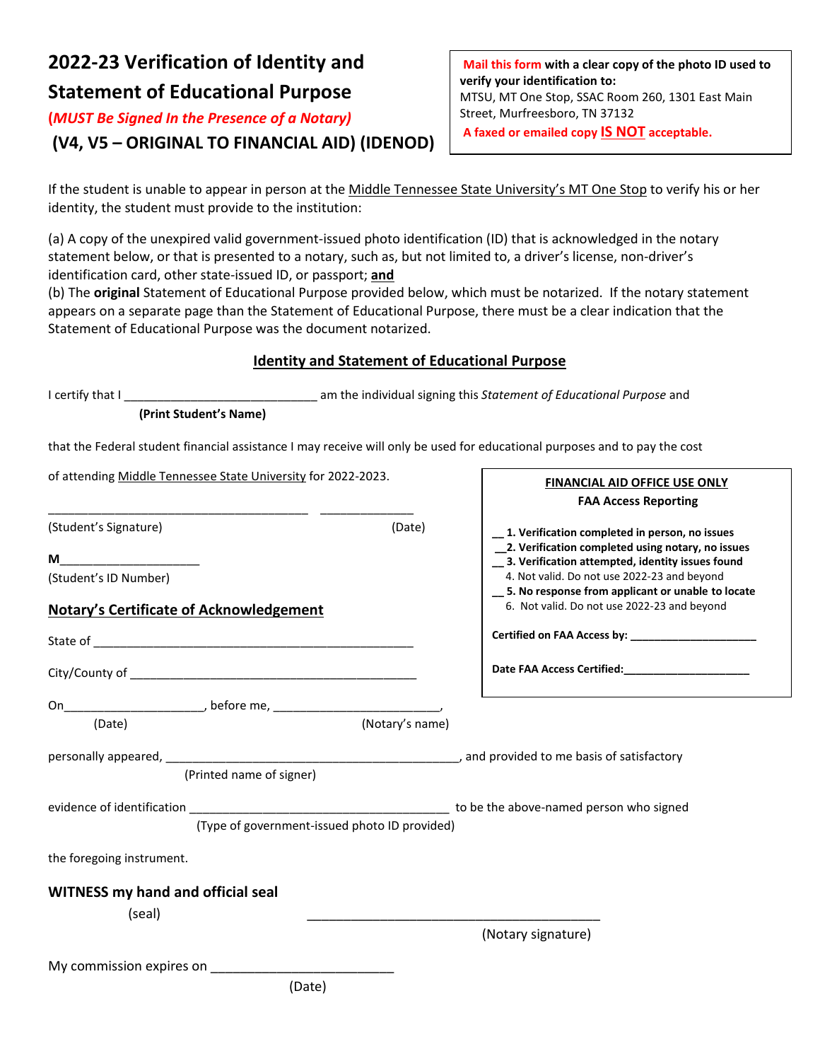# 2022-23 Verification of Identity and Statement of Educational Purpose

***(MUST Be Signed In the Presence of a Notary)***

**(V4, V5 – ORIGINAL TO FINANCIAL AID) (IDENOD)**

**Mail this form with a clear copy of the photo ID used to verify your identification to:**
MTSU, MT One Stop, SSAC Room 260, 1301 East Main Street, Murfreesboro, TN 37132
**A faxed or emailed copy IS NOT acceptable.**

If the student is unable to appear in person at the Middle Tennessee State University's MT One Stop to verify his or her identity, the student must provide to the institution:

(a) A copy of the unexpired valid government-issued photo identification (ID) that is acknowledged in the notary statement below, or that is presented to a notary, such as, but not limited to, a driver's license, non-driver's identification card, other state-issued ID, or passport; **and**
(b) The **original** Statement of Educational Purpose provided below, which must be notarized. If the notary statement appears on a separate page than the Statement of Educational Purpose, there must be a clear indication that the Statement of Educational Purpose was the document notarized.

## Identity and Statement of Educational Purpose

I certify that I ____________________________ am the individual signing this *Statement of Educational Purpose* and
**(Print Student's Name)**

that the Federal student financial assistance I may receive will only be used for educational purposes and to pay the cost

of attending Middle Tennessee State University for 2022-2023.

________________________________________ ______________
(Student's Signature) (Date)

M_____________________
(Student's ID Number)

**FINANCIAL AID OFFICE USE ONLY**
**FAA Access Reporting**

**__ 1. Verification completed in person, no issues**
**__ 2. Verification completed using notary, no issues**
**__ 3. Verification attempted, identity issues found**
4. Not valid. Do not use 2022-23 and beyond
**__ 5. No response from applicant or unable to locate**
6. Not valid. Do not use 2022-23 and beyond

**Certified on FAA Access by:** ____________________

**Date FAA Access Certified:** ____________________

## Notary's Certificate of Acknowledgement

State of _________________________________________________

City/County of ____________________________________________

On_____________________, before me, ________________________,
(Date) (Notary's name)

personally appeared, ______________________________________________, and provided to me basis of satisfactory
(Printed name of signer)

evidence of identification ________________________________________ to be the above-named person who signed
(Type of government-issued photo ID provided)

the foregoing instrument.

**WITNESS my hand and official seal**

(seal) ____________________________________________
(Notary signature)

My commission expires on __________________________
(Date)